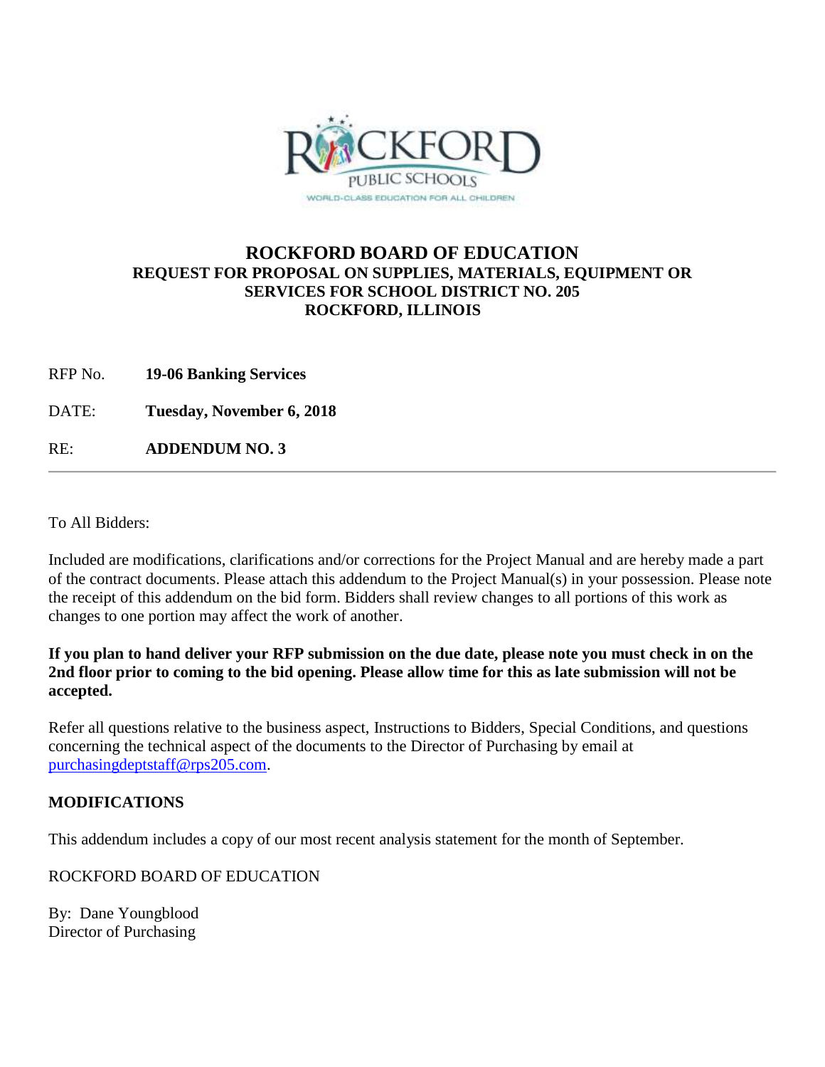ROCKFORD PUBLIC SCHOOLS

WORLD-CLASS EDUCATION FOR ALL CHILDREN

# ROCKFORD BOARD OF EDUCATION

## REQUEST FOR PROPOSAL ON SUPPLIES, MATERIALS, EQUIPMENT OR SERVICES FOR SCHOOL DISTRICT NO. 205 ROCKFORD, ILLINOIS

RFP No. **19-06 Banking Services**

DATE: **Tuesday, November 6, 2018**

RE: **ADDENDUM NO. 3**

---

To All Bidders:

Included are modifications, clarifications and/or corrections for the Project Manual and are hereby made a part of the contract documents. Please attach this addendum to the Project Manual(s) in your possession. Please note the receipt of this addendum on the bid form. Bidders shall review changes to all portions of this work as changes to one portion may affect the work of another.

**If you plan to hand deliver your RFP submission on the due date, please note you must check in on the 2nd floor prior to coming to the bid opening. Please allow time for this as late submission will not be accepted.**

Refer all questions relative to the business aspect, Instructions to Bidders, Special Conditions, and questions concerning the technical aspect of the documents to the Director of Purchasing by email at purchasingdeptstaff@rps205.com.

**MODIFICATIONS**

This addendum includes a copy of our most recent analysis statement for the month of September.

ROCKFORD BOARD OF EDUCATION

By: Dane Youngblood
Director of Purchasing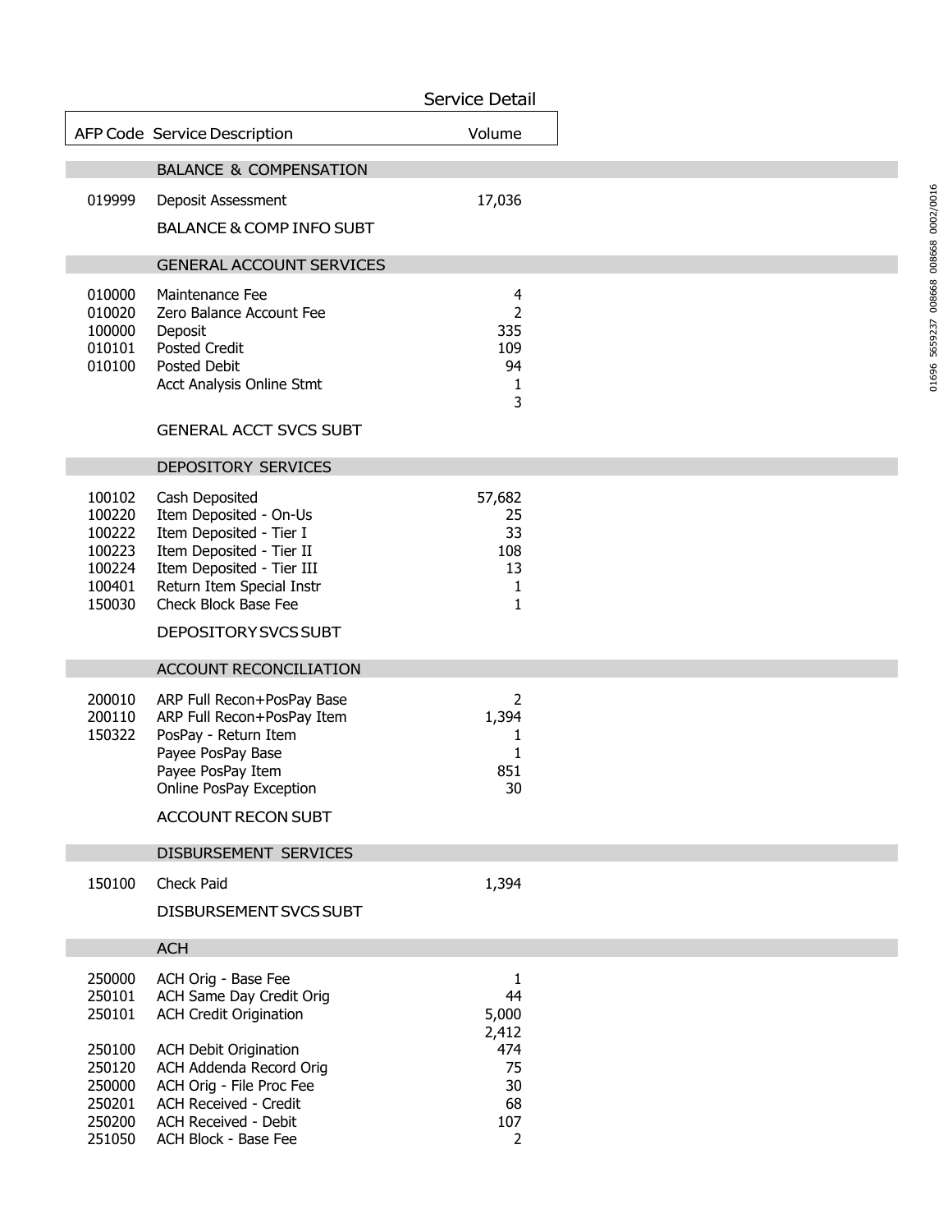## Service Detail

| AFP Code | Service Description | Volume |
|---|---|---|
| | **BALANCE & COMPENSATION** | |
| 019999 | Deposit Assessment | 17,036 |
| | BALANCE & COMP INFO SUBT | |
| | **GENERAL ACCOUNT SERVICES** | |
| 010000 | Maintenance Fee | 4 |
| 010020 | Zero Balance Account Fee | 2 |
| 100000 | Deposit | 335 |
| 010101 | Posted Credit | 109 |
| 010100 | Posted Debit | 94 |
| | Acct Analysis Online Stmt | 1 |
| | | 3 |
| | GENERAL ACCT SVCS SUBT | |
| | **DEPOSITORY SERVICES** | |
| 100102 | Cash Deposited | 57,682 |
| 100220 | Item Deposited - On-Us | 25 |
| 100222 | Item Deposited - Tier I | 33 |
| 100223 | Item Deposited - Tier II | 108 |
| 100224 | Item Deposited - Tier III | 13 |
| 100401 | Return Item Special Instr | 1 |
| 150030 | Check Block Base Fee | 1 |
| | DEPOSITORY SVCS SUBT | |
| | **ACCOUNT RECONCILIATION** | |
| 200010 | ARP Full Recon+PosPay Base | 2 |
| 200110 | ARP Full Recon+PosPay Item | 1,394 |
| 150322 | PosPay - Return Item | 1 |
| | Payee PosPay Base | 1 |
| | Payee PosPay Item | 851 |
| | Online PosPay Exception | 30 |
| | ACCOUNT RECON SUBT | |
| | **DISBURSEMENT SERVICES** | |
| 150100 | Check Paid | 1,394 |
| | DISBURSEMENT SVCS SUBT | |
| | **ACH** | |
| 250000 | ACH Orig - Base Fee | 1 |
| 250101 | ACH Same Day Credit Orig | 44 |
| 250101 | ACH Credit Origination | 5,000 |
| | | 2,412 |
| 250100 | ACH Debit Origination | 474 |
| 250120 | ACH Addenda Record Orig | 75 |
| 250000 | ACH Orig - File Proc Fee | 30 |
| 250201 | ACH Received - Credit | 68 |
| 250200 | ACH Received - Debit | 107 |
| 251050 | ACH Block - Base Fee | 2 |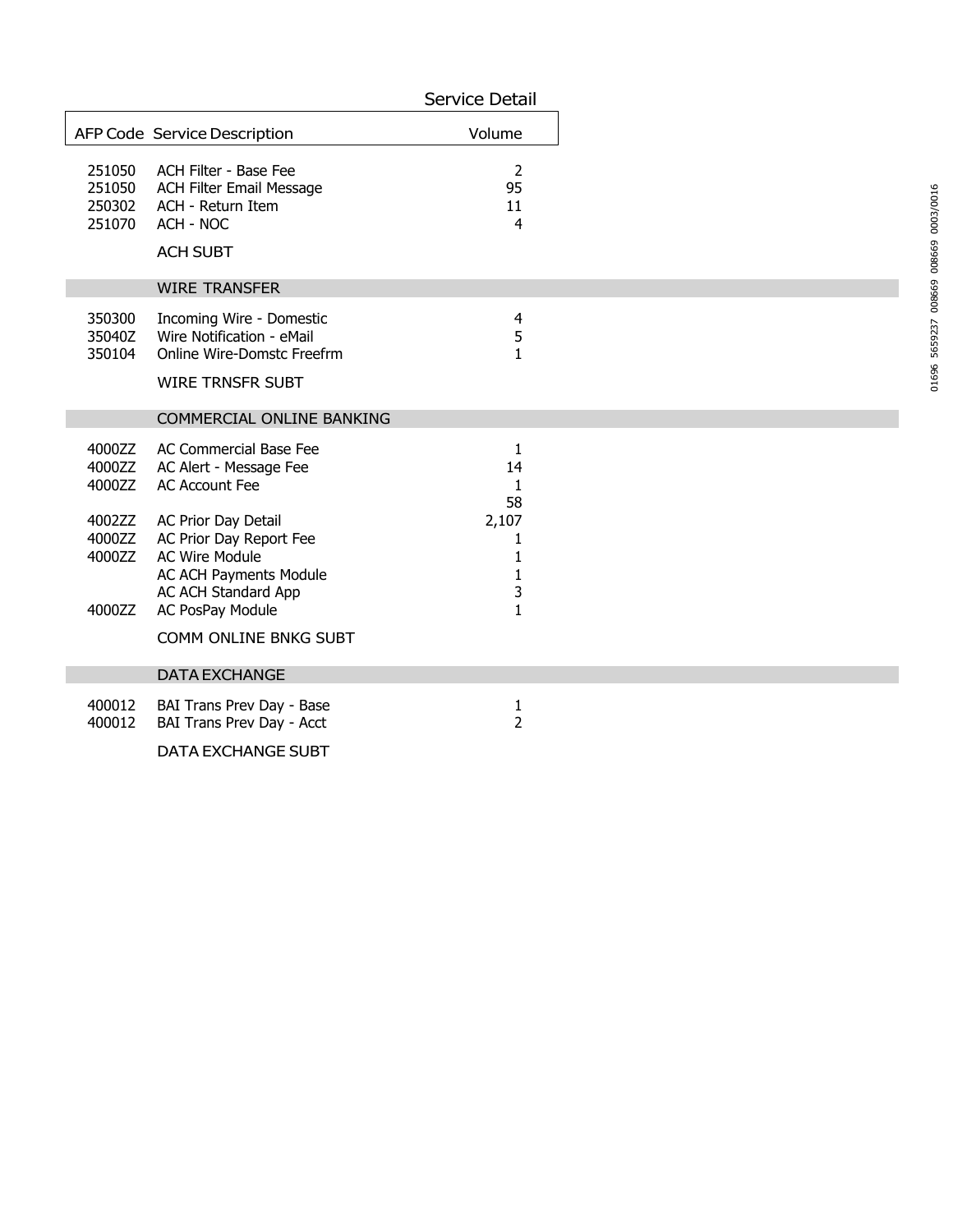## Service Detail

| AFP Code | Service Description | Volume |
|---|---|---|
| 251050 | ACH Filter - Base Fee | 2 |
| 251050 | ACH Filter Email Message | 95 |
| 250302 | ACH - Return Item | 11 |
| 251070 | ACH - NOC | 4 |
| | ACH SUBT | |
| | **WIRE TRANSFER** | |
| 350300 | Incoming Wire - Domestic | 4 |
| 35040Z | Wire Notification - eMail | 5 |
| 350104 | Online Wire-Domstc Freefrm | 1 |
| | WIRE TRNSFR SUBT | |
| | **COMMERCIAL ONLINE BANKING** | |
| 4000ZZ | AC Commercial Base Fee | 1 |
| 4000ZZ | AC Alert - Message Fee | 14 |
| 4000ZZ | AC Account Fee | 1 |
| | | 58 |
| 4002ZZ | AC Prior Day Detail | 2,107 |
| 4000ZZ | AC Prior Day Report Fee | 1 |
| 4000ZZ | AC Wire Module | 1 |
| | AC ACH Payments Module | 1 |
| | AC ACH Standard App | 3 |
| 4000ZZ | AC PosPay Module | 1 |
| | COMM ONLINE BNKG SUBT | |
| | **DATA EXCHANGE** | |
| 400012 | BAI Trans Prev Day - Base | 1 |
| 400012 | BAI Trans Prev Day - Acct | 2 |
| | DATA EXCHANGE SUBT | |